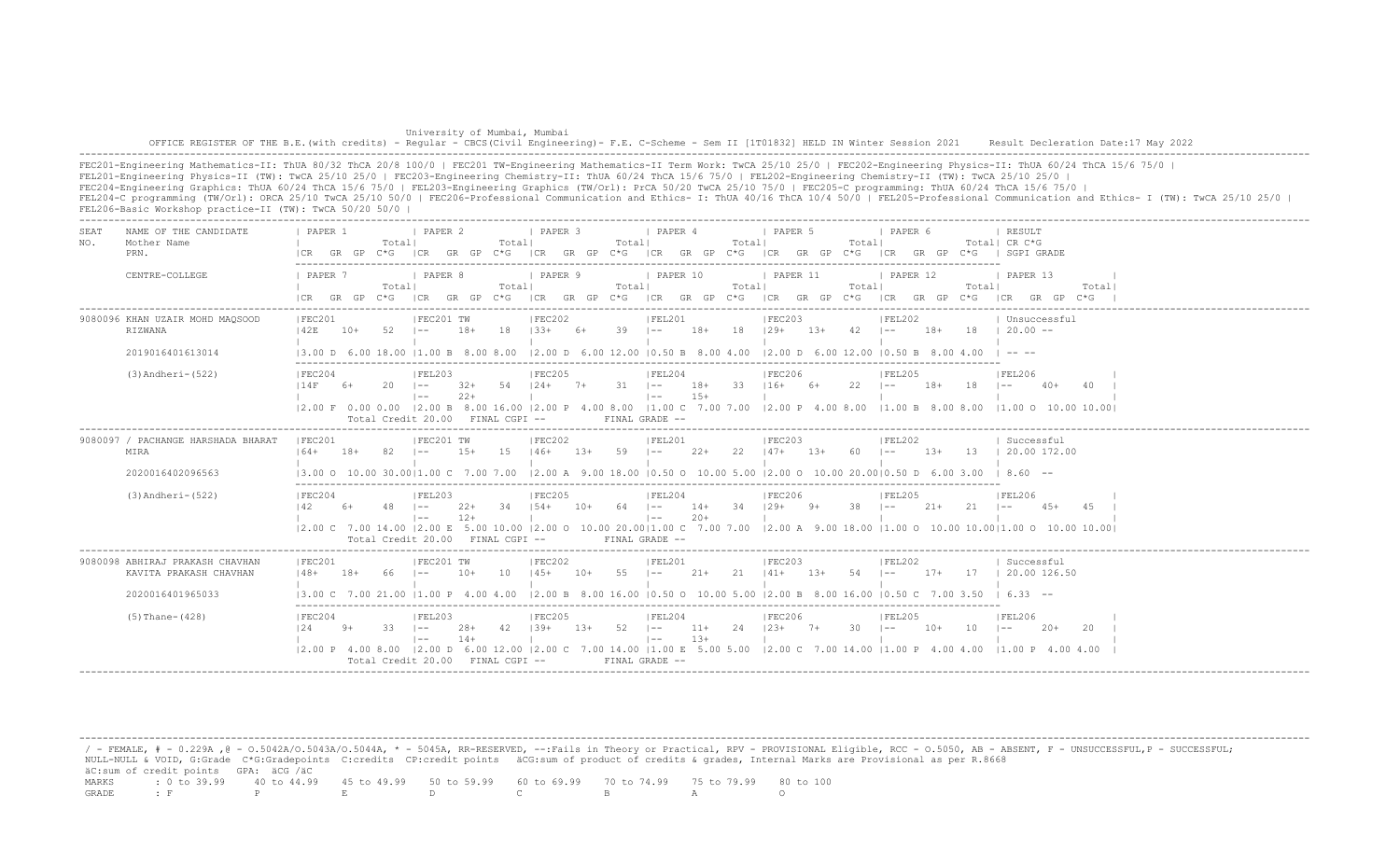University of Mumbai, Mumbai

OFFICE REGISTER OF THE B.E.(with credits) - Regular - CBCS(Civil Engineering)- F.E. C-Scheme - Sem II [1T01832] HELD IN Winter Session 2021 Result Decleration Date:17 May 2022

FEC201-Engineering Mathematics-II: ThUA 80/32 ThCA 20/8 100/0 | FEC201 TW-Engineering Mathematics-II Term Work: TwCA 25/10 25/0 | FEC202-Engineering Physics-II: ThUA 60/24 ThCA 15/6 75/0 |
FEL201-Engineering Physics-II (TW): TwCA 25/10 25/0 | FEC203-Engineering Chemistry-II: ThUA 60/24 ThCA 15/6 75/0 | FEL202-Engineering Chemistry-II (TW): TwCA 25/10 25/0 |
FEC204-Engineering Graphics: ThUA 60/24 ThCA 15/6 75/0 | FEL203-Engineering Graphics (TW/Orl): PrCA 50/20 TwCA 25/10 75/0 | FEC205-C programming: ThUA 60/24 ThCA 15/6 75/0 |
FEL204-C programming (TW/Orl): ORCA 25/10 TwCA 25/10 50/0 | FEC206-Professional Communication and Ethics- I: ThUA 40/16 ThCA 10/4 50/0 | FEL205-Professional Communication and Ethics- I (TW): TwCA 25/10 25/0 |
FEL206-Basic Workshop practice-II (TW): TwCA 50/20 50/0 |

| SEAT NO. | NAME OF THE CANDIDATE / Mother Name / PRN. / CENTRE-COLLEGE | PAPER 1 / PAPER 7 | PAPER 2 / PAPER 8 | PAPER 3 / PAPER 9 | PAPER 4 / PAPER 10 | PAPER 5 / PAPER 11 | PAPER 6 / PAPER 12 | RESULT / PAPER 13 |
|---|---|---|---|---|---|---|---|---|
| | | CR GR GP C*G Total | CR GR GP C*G Total | CR GR GP C*G Total | CR GR GP C*G Total | CR GR GP C*G Total | CR GR GP C*G Total | CR C*G SGPI GRADE |
| 9080096 | KHAN UZAIR MOHD MAQSOOD | FEC201 | FEC201 TW | FEC202 | FEL201 | FEC203 | FEL202 | Unsuccessful |
| | RIZWANA | 42E 10+ 52 | -- 18+ 18 | 33+ 6+ 39 | -- 18+ 18 | 29+ 13+ 42 | -- 18+ 18 | 20.00 -- |
| | 2019016401613014 | 3.00 D 6.00 18.00 | 1.00 B 8.00 8.00 | 2.00 D 6.00 12.00 | 0.50 B 8.00 4.00 | 2.00 D 6.00 12.00 | 0.50 B 8.00 4.00 | -- -- |
| | (3)Andheri-(522) | FEC204 | FEL203 | FEC205 | FEL204 | FEC206 | FEL205 | FEL206 |
| | | 14F 6+ 20 | -- 32+ 54 / -- 22+ | 24+ 7+ 31 | -- 18+ 33 / -- 15+ | 16+ 6+ 22 | -- 18+ 18 | -- 40+ 40 |
| | | 2.00 F 0.00 0.00 | 2.00 B 8.00 16.00 | 2.00 P 4.00 8.00 | 1.00 C 7.00 7.00 | 2.00 P 4.00 8.00 | 1.00 B 8.00 8.00 | 1.00 O 10.00 10.00 |
| | | Total Credit 20.00 | FINAL CGPI -- | | FINAL GRADE -- | | | |
| 9080097 | / PACHANGE HARSHADA BHARAT | FEC201 | FEC201 TW | FEC202 | FEL201 | FEC203 | FEL202 | Successful |
| | MIRA | 64+ 18+ 82 | -- 15+ 15 | 46+ 13+ 59 | -- 22+ 22 | 47+ 13+ 60 | -- 13+ 13 | 20.00 172.00 |
| | 2020016402096563 | 3.00 O 10.00 30.00 | 1.00 C 7.00 7.00 | 2.00 A 9.00 18.00 | 0.50 O 10.00 5.00 | 2.00 O 10.00 20.00 | 0.50 D 6.00 3.00 | 8.60 -- |
| | (3)Andheri-(522) | FEC204 | FEL203 | FEC205 | FEL204 | FEC206 | FEL205 | FEL206 |
| | | 42 6+ 48 | -- 22+ 34 / -- 12+ | 54+ 10+ 64 | -- 14+ 34 / -- 20+ | 29+ 9+ 38 | -- 21+ 21 | -- 45+ 45 |
| | | 2.00 C 7.00 14.00 | 2.00 E 5.00 10.00 | 2.00 O 10.00 20.00 | 1.00 C 7.00 7.00 | 2.00 A 9.00 18.00 | 1.00 O 10.00 10.00 | 1.00 O 10.00 10.00 |
| | | Total Credit 20.00 | FINAL CGPI -- | | FINAL GRADE -- | | | |
| 9080098 | ABHIRAJ PRAKASH CHAVHAN | FEC201 | FEC201 TW | FEC202 | FEL201 | FEC203 | FEL202 | Successful |
| | KAVITA PRAKASH CHAVHAN | 48+ 18+ 66 | -- 10+ 10 | 45+ 10+ 55 | -- 21+ 21 | 41+ 13+ 54 | -- 17+ 17 | 20.00 126.50 |
| | 2020016401965033 | 3.00 C 7.00 21.00 | 1.00 P 4.00 4.00 | 2.00 B 8.00 16.00 | 0.50 O 10.00 5.00 | 2.00 B 8.00 16.00 | 0.50 C 7.00 3.50 | 6.33 -- |
| | (5)Thane-(428) | FEC204 | FEL203 | FEC205 | FEL204 | FEC206 | FEL205 | FEL206 |
| | | 24 9+ 33 | -- 28+ 42 / -- 14+ | 39+ 13+ 52 | -- 11+ 24 / -- 13+ | 23+ 7+ 30 | -- 10+ 10 | -- 20+ 20 |
| | | 2.00 P 4.00 8.00 | 2.00 D 6.00 12.00 | 2.00 C 7.00 14.00 | 1.00 E 5.00 5.00 | 2.00 C 7.00 14.00 | 1.00 P 4.00 4.00 | 1.00 P 4.00 4.00 |
| | | Total Credit 20.00 | FINAL CGPI -- | | FINAL GRADE -- | | | |

/ - FEMALE, # - 0.229A ,@ - O.5042A/O.5043A/O.5044A, * - 5045A, RR-RESERVED, --:Fails in Theory or Practical, RPV - PROVISIONAL Eligible, RCC - O.5050, AB - ABSENT, F - UNSUCCESSFUL,P - SUCCESSFUL;
NULL-NULL & VOID, G:Grade C*G:Gradepoints C:credits CP:credit points äCG:sum of product of credits & grades, Internal Marks are Provisional as per R.8668
äC:sum of credit points GPA: äCG /äC

| MARKS | : 0 to 39.99 | 40 to 44.99 | 45 to 49.99 | 50 to 59.99 | 60 to 69.99 | 70 to 74.99 | 75 to 79.99 | 80 to 100 |
|---|---|---|---|---|---|---|---|---|
| GRADE | : F | P | E | D | C | B | A | O |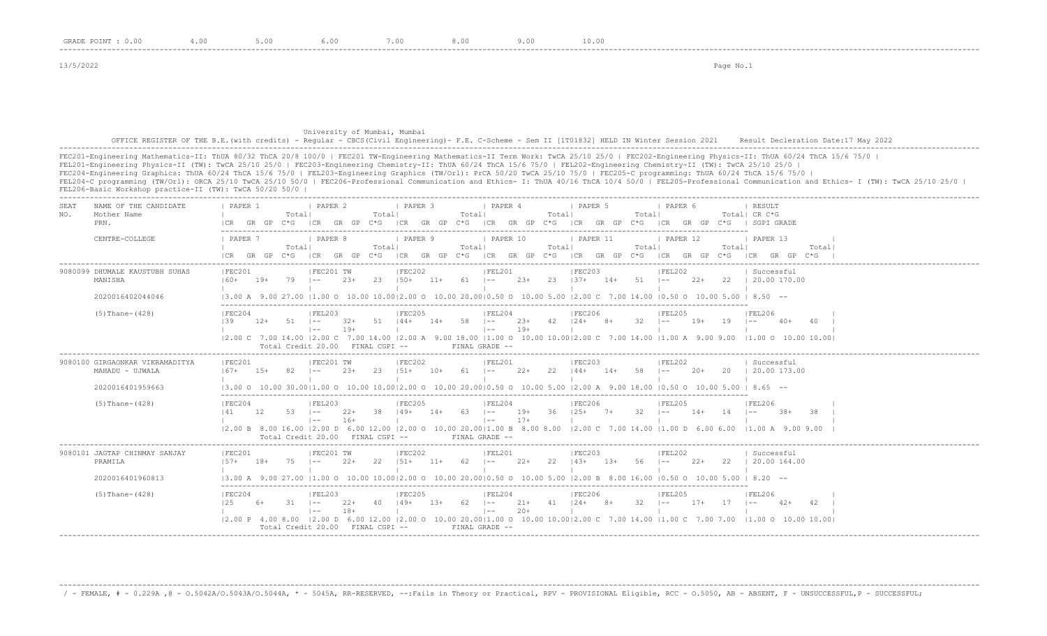GRADE POINT : 0.00 4.00 5.00 6.00 7.00 8.00 9.00 10.00

13/5/2022

University of Mumbai, Mumbai

OFFICE REGISTER OF THE B.E.(with credits) - Regular - CBCS(Civil Engineering)- F.E. C-Scheme - Sem II [1T01832] HELD IN Winter Session 2021 Result Decleration Date:17 May 2022

FEC201-Engineering Mathematics-II: ThUA 80/32 ThCA 20/8 100/0 | FEC201 TW-Engineering Mathematics-II Term Work: TwCA 25/10 25/0 | FEC202-Engineering Physics-II: ThUA 60/24 ThCA 15/6 75/0 |
FEL201-Engineering Physics-II (TW): TwCA 25/10 25/0 | FEC203-Engineering Chemistry-II: ThUA 60/24 ThCA 15/6 75/0 | FEL202-Engineering Chemistry-II (TW): TwCA 25/10 25/0 |
FEC204-Engineering Graphics: ThUA 60/24 ThCA 15/6 75/0 | FEL203-Engineering Graphics (TW/Orl): PrCA 50/20 TwCA 25/10 75/0 | FEC205-C programming: ThUA 60/24 ThCA 15/6 75/0 |
FEL204-C programming (TW/Orl): ORCA 25/10 TwCA 25/10 50/0 | FEC206-Professional Communication and Ethics- I: ThUA 40/16 ThCA 10/4 50/0 | FEL205-Professional Communication and Ethics- I (TW): TwCA 25/10 25/0 |
FEL206-Basic Workshop practice-II (TW): TwCA 50/20 50/0 |

| SEAT NO. | NAME OF THE CANDIDATE / Mother Name / PRN. / CENTRE-COLLEGE | PAPER 1 / PAPER 7 | PAPER 2 / PAPER 8 | PAPER 3 / PAPER 9 | PAPER 4 / PAPER 10 | PAPER 5 / PAPER 11 | PAPER 6 / PAPER 12 | RESULT (CR C*G SGPI GRADE) / PAPER 13 |
|---|---|---|---|---|---|---|---|---|
| 9080099 | DHUMALE KAUSTUBH SUHAS | FEC201 60+ 19+ 79 | FEC201 TW -- 23+ 23 | FEC202 50+ 11+ 61 | FEL201 -- 23+ 23 | FEC203 37+ 14+ 51 | FEL202 -- 22+ 22 | Successful 20.00 170.00 |
| | MANISHA | 3.00 A 9.00 27.00 | 1.00 O 10.00 10.00 | 2.00 O 10.00 20.00 | 0.50 O 10.00 5.00 | 2.00 C 7.00 14.00 | 0.50 O 10.00 5.00 | 8.50 -- |
| | 2020016402044046 | FEC204 39 12+ 51 | FEL203 -- 32+ / -- 19+ 51 | FEC205 44+ 14+ 58 | FEL204 -- 23+ / -- 19+ 42 | FEC206 24+ 8+ 32 | FEL205 -- 19+ 19 | FEL206 -- 40+ 40 |
| | (5)Thane-(428) | 2.00 C 7.00 14.00 | 2.00 C 7.00 14.00 | 2.00 A 9.00 18.00 | 1.00 O 10.00 10.00 | 2.00 C 7.00 14.00 | 1.00 A 9.00 9.00 | 1.00 O 10.00 10.00 |
| | | Total Credit 20.00 | FINAL CGPI -- | | FINAL GRADE -- | | | |
| 9080100 | GIRGAONKAR VIKRAMADITYA | FEC201 67+ 15+ 82 | FEC201 TW -- 23+ 23 | FEC202 51+ 10+ 61 | FEL201 -- 22+ 22 | FEC203 44+ 14+ 58 | FEL202 -- 20+ 20 | Successful 20.00 173.00 |
| | MAHADU - UJWALA | 3.00 O 10.00 30.00 | 1.00 O 10.00 10.00 | 2.00 O 10.00 20.00 | 0.50 O 10.00 5.00 | 2.00 A 9.00 18.00 | 0.50 O 10.00 5.00 | 8.65 -- |
| | 2020016401959663 | FEC204 41 12 53 | FEL203 -- 22+ / -- 16+ 38 | FEC205 49+ 14+ 63 | FEL204 -- 19+ / -- 17+ 36 | FEC206 25+ 7+ 32 | FEL205 -- 14+ 14 | FEL206 -- 38+ 38 |
| | (5)Thane-(428) | 2.00 B 8.00 16.00 | 2.00 D 6.00 12.00 | 2.00 O 10.00 20.00 | 1.00 B 8.00 8.00 | 2.00 C 7.00 14.00 | 1.00 D 6.00 6.00 | 1.00 A 9.00 9.00 |
| | | Total Credit 20.00 | FINAL CGPI -- | | FINAL GRADE -- | | | |
| 9080101 | JAGTAP CHINMAY SANJAY | FEC201 57+ 18+ 75 | FEC201 TW -- 22+ 22 | FEC202 51+ 11+ 62 | FEL201 -- 22+ 22 | FEC203 43+ 13+ 56 | FEL202 -- 22+ 22 | Successful 20.00 164.00 |
| | PRAMILA | 3.00 A 9.00 27.00 | 1.00 O 10.00 10.00 | 2.00 O 10.00 20.00 | 0.50 O 10.00 5.00 | 2.00 B 8.00 16.00 | 0.50 O 10.00 5.00 | 8.20 -- |
| | 2020016401960813 | FEC204 25 6+ 31 | FEL203 -- 22+ / -- 18+ 40 | FEC205 49+ 13+ 62 | FEL204 -- 21+ / -- 20+ 41 | FEC206 24+ 8+ 32 | FEL205 -- 17+ 17 | FEL206 -- 42+ 42 |
| | (5)Thane-(428) | 2.00 P 4.00 8.00 | 2.00 D 6.00 12.00 | 2.00 O 10.00 20.00 | 1.00 O 10.00 10.00 | 2.00 C 7.00 14.00 | 1.00 C 7.00 7.00 | 1.00 O 10.00 10.00 |
| | | Total Credit 20.00 | FINAL CGPI -- | | FINAL GRADE -- | | | |

/ - FEMALE, # - 0.229A ,@ - O.5042A/O.5043A/O.5044A, * - 5045A, RR-RESERVED, --:Fails in Theory or Practical, RPV - PROVISIONAL Eligible, RCC - O.5050, AB - ABSENT, F - UNSUCCESSFUL,P - SUCCESSFUL;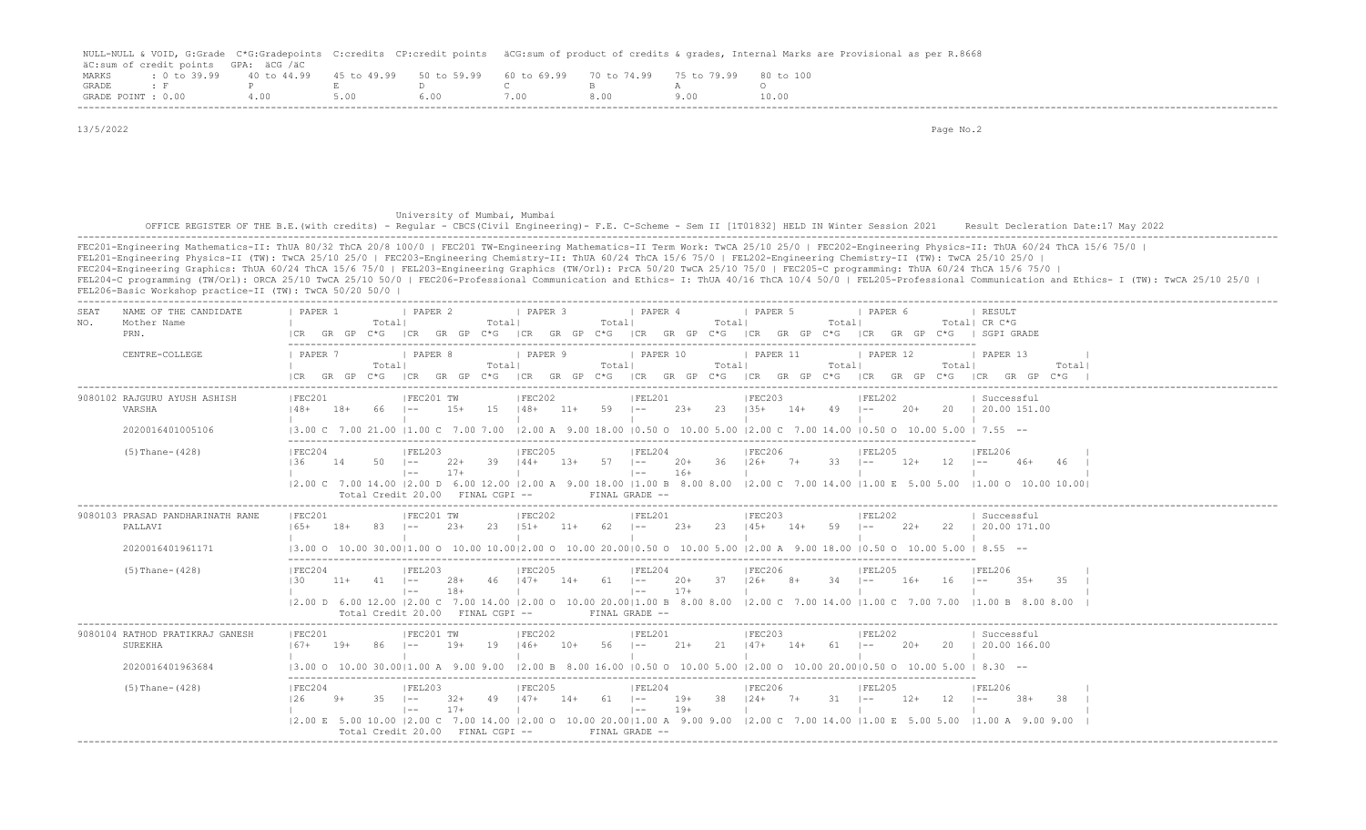NULL-NULL & VOID, G:Grade C*G:Gradepoints C:credits CP:credit points äCG:sum of product of credits & grades, Internal Marks are Provisional as per R.8668
äC:sum of credit points GPA: äCG /äC

| MARKS | : 0 to 39.99 | 40 to 44.99 | 45 to 49.99 | 50 to 59.99 | 60 to 69.99 | 70 to 74.99 | 75 to 79.99 | 80 to 100 |
|---|---|---|---|---|---|---|---|---|
| GRADE | : F | P | E | D | C | B | A | O |
| GRADE POINT | : 0.00 | 4.00 | 5.00 | 6.00 | 7.00 | 8.00 | 9.00 | 10.00 |

13/5/2022

University of Mumbai, Mumbai

OFFICE REGISTER OF THE B.E.(with credits) - Regular - CBCS(Civil Engineering)- F.E. C-Scheme - Sem II [1T01832] HELD IN Winter Session 2021 Result Decleration Date:17 May 2022

FEC201-Engineering Mathematics-II: ThUA 80/32 ThCA 20/8 100/0 | FEC201 TW-Engineering Mathematics-II Term Work: TwCA 25/10 25/0 | FEC202-Engineering Physics-II: ThUA 60/24 ThCA 15/6 75/0 |
FEL201-Engineering Physics-II (TW): TwCA 25/10 25/0 | FEC203-Engineering Chemistry-II: ThUA 60/24 ThCA 15/6 75/0 | FEL202-Engineering Chemistry-II (TW): TwCA 25/10 25/0 |
FEC204-Engineering Graphics: ThUA 60/24 ThCA 15/6 75/0 | FEL203-Engineering Graphics (TW/Orl): PrCA 50/20 TwCA 25/10 75/0 | FEC205-C programming: ThUA 60/24 ThCA 15/6 75/0 |
FEL204-C programming (TW/Orl): ORCA 25/10 TwCA 25/10 50/0 | FEC206-Professional Communication and Ethics- I: ThUA 40/16 ThCA 10/4 50/0 | FEL205-Professional Communication and Ethics- I (TW): TwCA 25/10 25/0 |
FEL206-Basic Workshop practice-II (TW): TwCA 50/20 50/0 |

```
SEAT  NAME OF THE CANDIDATE        | PAPER 1           | PAPER 2           | PAPER 3           | PAPER 4           | PAPER 5           | PAPER 6           | RESULT
NO.   Mother Name                  |             Total|             Total|             Total|             Total|             Total|             Total| CR C*G
      PRN.                         |CR  GR GP C*G     |CR  GR GP C*G     |CR  GR GP C*G     |CR  GR GP C*G     |CR  GR GP C*G     |CR  GR GP C*G     | SGPI GRADE

      CENTRE-COLLEGE               | PAPER 7           | PAPER 8           | PAPER 9           | PAPER 10          | PAPER 11          | PAPER 12          | PAPER 13
                                   |             Total|             Total|             Total|             Total|             Total|             Total|             Total|
                                   |CR  GR GP C*G     |CR  GR GP C*G     |CR  GR GP C*G     |CR  GR GP C*G     |CR  GR GP C*G     |CR  GR GP C*G     |CR  GR GP C*G     |
-----------------------------------------------------------------------------------------------------------------------------------------------------------------------
9080102 RAJGURU AYUSH ASHISH       |FEC201            |FEC201 TW         |FEC202            |FEL201            |FEC203            |FEL202            | Successful
        VARSHA                     |48+   18+   66    |--    15+   15    |48+   11+   59    |--    23+   23    |35+   14+   49    |--    20+   20    | 20.00 151.00
                                   |                  |                  |                  |                  |                  |                  |
        2020016401005106           |3.00 C  7.00 21.00|1.00 C  7.00 7.00 |2.00 A  9.00 18.00|0.50 O  10.00 5.00|2.00 C  7.00 14.00|0.50 O  10.00 5.00| 7.55  --

        (5)Thane-(428)             |FEC204            |FEL203            |FEC205            |FEL204            |FEC206            |FEL205            |FEL206
                                   |36    14    50    |--    22+   39    |44+   13+   57    |--    20+   36    |26+   7+    33    |--    12+   12    |--    46+   46    |
                                   |                  |--    17+         |                  |--    16+         |                  |                  |                  |
                                   |2.00 C  7.00 14.00|2.00 D  6.00 12.00|2.00 A  9.00 18.00|1.00 B  8.00 8.00 |2.00 C  7.00 14.00|1.00 E  5.00 5.00 |1.00 O  10.00 10.00|
                                    Total Credit 20.00   FINAL CGPI --         FINAL GRADE --
-----------------------------------------------------------------------------------------------------------------------------------------------------------------------
9080103 PRASAD PANDHARINATH RANE   |FEC201            |FEC201 TW         |FEC202            |FEL201            |FEC203            |FEL202            | Successful
        PALLAVI                    |65+   18+   83    |--    23+   23    |51+   11+   62    |--    23+   23    |45+   14+   59    |--    22+   22    | 20.00 171.00
                                   |                  |                  |                  |                  |                  |                  |
        2020016401961171           |3.00 O  10.00 30.00|1.00 O  10.00 10.00|2.00 O  10.00 20.00|0.50 O  10.00 5.00|2.00 A  9.00 18.00|0.50 O  10.00 5.00| 8.55  --

        (5)Thane-(428)             |FEC204            |FEL203            |FEC205            |FEL204            |FEC206            |FEL205            |FEL206
                                   |30    11+   41    |--    28+   46    |47+   14+   61    |--    20+   37    |26+   8+    34    |--    16+   16    |--    35+   35    |
                                   |                  |--    18+         |                  |--    17+         |                  |                  |                  |
                                   |2.00 D  6.00 12.00|2.00 C  7.00 14.00|2.00 O  10.00 20.00|1.00 B  8.00 8.00 |2.00 C  7.00 14.00|1.00 C  7.00 7.00 |1.00 B  8.00 8.00 |
                                    Total Credit 20.00   FINAL CGPI --         FINAL GRADE --
-----------------------------------------------------------------------------------------------------------------------------------------------------------------------
9080104 RATHOD PRATIKRAJ GANESH    |FEC201            |FEC201 TW         |FEC202            |FEL201            |FEC203            |FEL202            | Successful
        SUREKHA                    |67+   19+   86    |--    19+   19    |46+   10+   56    |--    21+   21    |47+   14+   61    |--    20+   20    | 20.00 166.00
                                   |                  |                  |                  |                  |                  |                  |
        2020016401963684           |3.00 O  10.00 30.00|1.00 A  9.00 9.00 |2.00 B  8.00 16.00|0.50 O  10.00 5.00|2.00 O  10.00 20.00|0.50 O  10.00 5.00| 8.30  --

        (5)Thane-(428)             |FEC204            |FEL203            |FEC205            |FEL204            |FEC206            |FEL205            |FEL206
                                   |26    9+    35    |--    32+   49    |47+   14+   61    |--    19+   38    |24+   7+    31    |--    12+   12    |--    38+   38    |
                                   |                  |--    17+         |                  |--    19+         |                  |                  |                  |
                                   |2.00 E  5.00 10.00|2.00 C  7.00 14.00|2.00 O  10.00 20.00|1.00 A  9.00 9.00 |2.00 C  7.00 14.00|1.00 E  5.00 5.00 |1.00 A  9.00 9.00 |
                                    Total Credit 20.00   FINAL CGPI --         FINAL GRADE --
-----------------------------------------------------------------------------------------------------------------------------------------------------------------------
```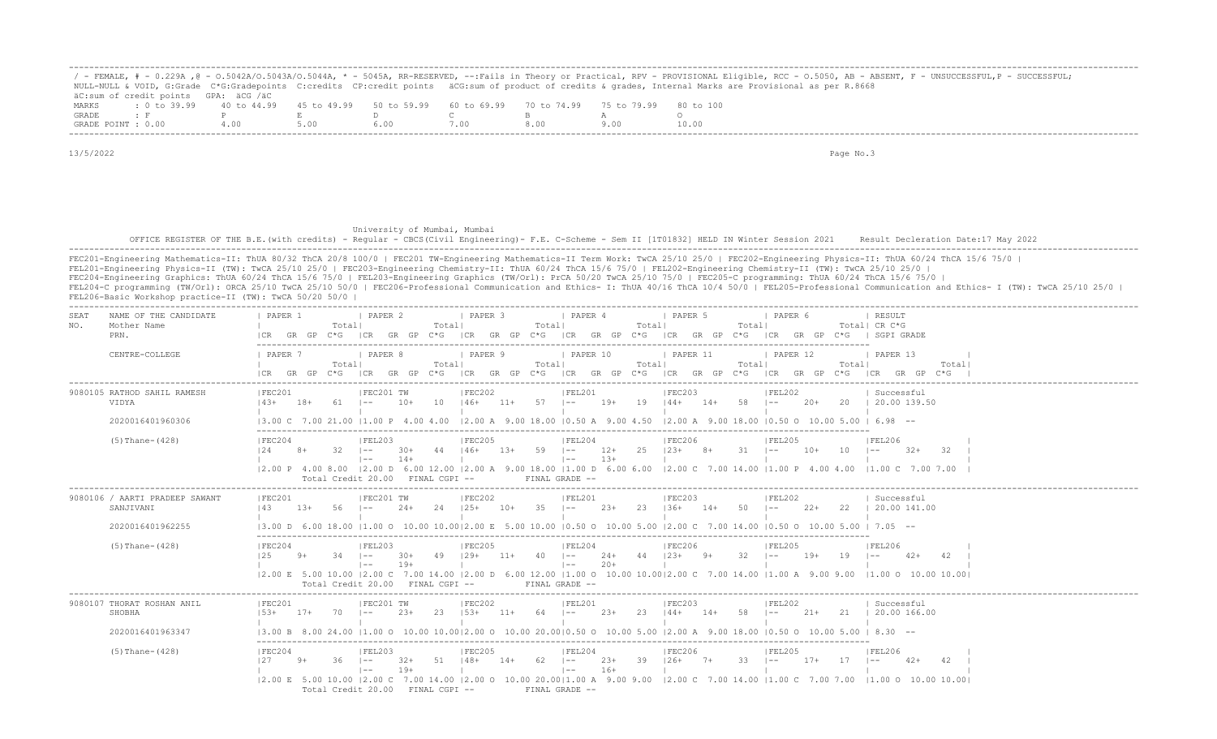/ - FEMALE, # - 0.229A ,@ - O.5042A/O.5043A/O.5044A, * - 5045A, RR-RESERVED, --:Fails in Theory or Practical, RPV - PROVISIONAL Eligible, RCC - O.5050, AB - ABSENT, F - UNSUCCESSFUL,P - SUCCESSFUL;
NULL-NULL & VOID, G:Grade C*G:Gradepoints C:credits CP:credit points äCG:sum of product of credits & grades, Internal Marks are Provisional as per R.8668
äC:sum of credit points GPA: äCG /äC

| MARKS | : 0 to 39.99 | 40 to 44.99 | 45 to 49.99 | 50 to 59.99 | 60 to 69.99 | 70 to 74.99 | 75 to 79.99 | 80 to 100 |
|---|---|---|---|---|---|---|---|---|
| GRADE | : F | P | E | D | C | B | A | O |
| GRADE POINT | : 0.00 | 4.00 | 5.00 | 6.00 | 7.00 | 8.00 | 9.00 | 10.00 |

13/5/2022

University of Mumbai, Mumbai

OFFICE REGISTER OF THE B.E.(with credits) - Regular - CBCS(Civil Engineering)- F.E. C-Scheme - Sem II [1T01832] HELD IN Winter Session 2021 Result Decleration Date:17 May 2022

FEC201-Engineering Mathematics-II: ThUA 80/32 ThCA 20/8 100/0 | FEC201 TW-Engineering Mathematics-II Term Work: TwCA 25/10 25/0 | FEC202-Engineering Physics-II: ThUA 60/24 ThCA 15/6 75/0 |
FEL201-Engineering Physics-II (TW): TwCA 25/10 25/0 | FEC203-Engineering Chemistry-II: ThUA 60/24 ThCA 15/6 75/0 | FEL202-Engineering Chemistry-II (TW): TwCA 25/10 25/0 |
FEC204-Engineering Graphics: ThUA 60/24 ThCA 15/6 75/0 | FEL203-Engineering Graphics (TW/Orl): PrCA 50/20 TwCA 25/10 75/0 | FEC205-C programming: ThUA 60/24 ThCA 15/6 75/0 |
FEL204-C programming (TW/Orl): ORCA 25/10 TwCA 25/10 50/0 | FEC206-Professional Communication and Ethics- I: ThUA 40/16 ThCA 10/4 50/0 | FEL205-Professional Communication and Ethics- I (TW): TwCA 25/10 25/0 |
FEL206-Basic Workshop practice-II (TW): TwCA 50/20 50/0 |

```
SEAT  NAME OF THE CANDIDATE      | PAPER 1            | PAPER 2            | PAPER 3            | PAPER 4            | PAPER 5            | PAPER 6            | RESULT
NO.   Mother Name                |              Total|              Total|              Total|              Total|              Total|              Total| CR C*G
      PRN.                       |CR   GR  GP  C*G   |CR   GR  GP  C*G   |CR   GR  GP  C*G   |CR   GR  GP  C*G   |CR   GR  GP  C*G   |CR   GR  GP  C*G   | SGPI GRADE

      CENTRE-COLLEGE             | PAPER 7            | PAPER 8            | PAPER 9            | PAPER 10           | PAPER 11           | PAPER 12           | PAPER 13           |
                                 |              Total|              Total|              Total|              Total|              Total|              Total|              Total|
                                 |CR   GR  GP  C*G   |CR   GR  GP  C*G   |CR   GR  GP  C*G   |CR   GR  GP  C*G   |CR   GR  GP  C*G   |CR   GR  GP  C*G   |CR   GR  GP  C*G   |
--------------------------------------------------------------------------------------------------------------------------------------------------------------------------------------
9080105 RATHOD SAHIL RAMESH      |FEC201             |FEC201 TW          |FEC202             |FEL201             |FEC203             |FEL202             | Successful
        VIDYA                    |43+   18+    61    |--     10+    10   |46+   11+    57    |--     19+    19   |44+   14+    58    |--     20+    20   | 20.00 139.50
                                 |                   |                   |                   |                   |                   |                   |
        2020016401960306         |3.00 C  7.00 21.00 |1.00 P  4.00 4.00  |2.00 A  9.00 18.00 |0.50 A  9.00 4.50  |2.00 A  9.00 18.00 |0.50 O  10.00 5.00 | 6.98  --

        (5)Thane-(428)           |FEC204             |FEL203             |FEC205             |FEL204             |FEC206             |FEL205             |FEL206             |
                                 |24    8+     32    |--     30+    44   |46+   13+    59    |--     12+    25   |23+   8+     31    |--     10+    10   |--     32+    32   |
                                 |                   |--     14+         |                   |--     13+         |                   |                   |                   |
                                 |2.00 P  4.00 8.00  |2.00 D  6.00 12.00 |2.00 A  9.00 18.00 |1.00 D  6.00 6.00  |2.00 C  7.00 14.00 |1.00 P  4.00 4.00  |1.00 C  7.00 7.00  |
                                         Total Credit 20.00   FINAL CGPI --          FINAL GRADE --
--------------------------------------------------------------------------------------------------------------------------------------------------------------------------------------
9080106 / AARTI PRADEEP SAWANT   |FEC201             |FEC201 TW          |FEC202             |FEL201             |FEC203             |FEL202             | Successful
        SANJIVANI                |43    13+    56    |--     24+    24   |25+   10+    35    |--     23+    23   |36+   14+    50    |--     22+    22   | 20.00 141.00
                                 |                   |                   |                   |                   |                   |                   |
        2020016401962255         |3.00 D  6.00 18.00 |1.00 O  10.00 10.00|2.00 E  5.00 10.00 |0.50 O  10.00 5.00 |2.00 C  7.00 14.00 |0.50 O  10.00 5.00 | 7.05  --

        (5)Thane-(428)           |FEC204             |FEL203             |FEC205             |FEL204             |FEC206             |FEL205             |FEL206             |
                                 |25    9+     34    |--     30+    49   |29+   11+    40    |--     24+    44   |23+   9+     32    |--     19+    19   |--     42+    42   |
                                 |                   |--     19+         |                   |--     20+         |                   |                   |                   |
                                 |2.00 E  5.00 10.00 |2.00 C  7.00 14.00 |2.00 D  6.00 12.00 |1.00 O  10.00 10.00|2.00 C  7.00 14.00 |1.00 A  9.00 9.00  |1.00 O  10.00 10.00|
                                         Total Credit 20.00   FINAL CGPI --          FINAL GRADE --
--------------------------------------------------------------------------------------------------------------------------------------------------------------------------------------
9080107 THORAT ROSHAN ANIL       |FEC201             |FEC201 TW          |FEC202             |FEL201             |FEC203             |FEL202             | Successful
        SHOBHA                   |53+   17+    70    |--     23+    23   |53+   11+    64    |--     23+    23   |44+   14+    58    |--     21+    21   | 20.00 166.00
                                 |                   |                   |                   |                   |                   |                   |
        2020016401963347         |3.00 B  8.00 24.00 |1.00 O  10.00 10.00|2.00 O  10.00 20.00|0.50 O  10.00 5.00 |2.00 A  9.00 18.00 |0.50 O  10.00 5.00 | 8.30  --

        (5)Thane-(428)           |FEC204             |FEL203             |FEC205             |FEL204             |FEC206             |FEL205             |FEL206             |
                                 |27    9+     36    |--     32+    51   |48+   14+    62    |--     23+    39   |26+   7+     33    |--     17+    17   |--     42+    42   |
                                 |                   |--     19+         |                   |--     16+         |                   |                   |                   |
                                 |2.00 E  5.00 10.00 |2.00 C  7.00 14.00 |2.00 O  10.00 20.00|1.00 A  9.00 9.00  |2.00 C  7.00 14.00 |1.00 C  7.00 7.00  |1.00 O  10.00 10.00|
                                         Total Credit 20.00   FINAL CGPI --          FINAL GRADE --
```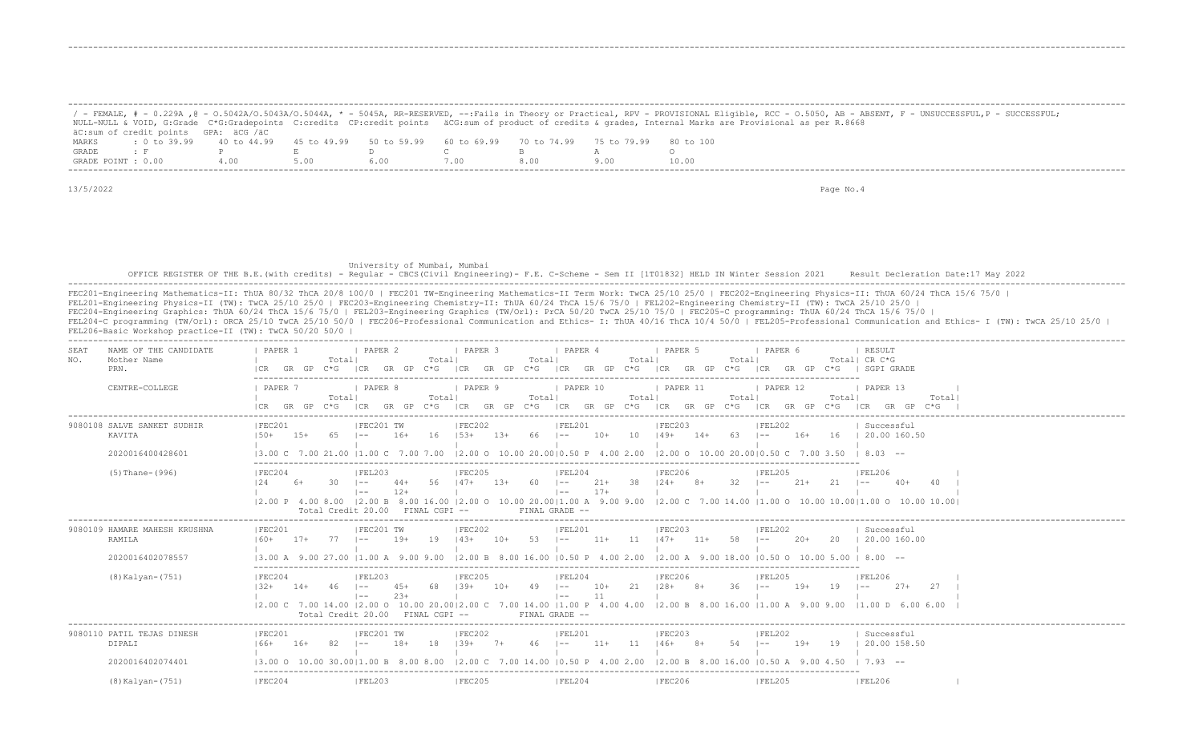/ - FEMALE, # - 0.229A ,@ - O.5042A/O.5043A/O.5044A, * - 5045A, RR-RESERVED, --:Fails in Theory or Practical, RPV - PROVISIONAL Eligible, RCC - O.5050, AB - ABSENT, F - UNSUCCESSFUL,P - SUCCESSFUL; NULL-NULL & VOID, G:Grade C*G:Gradepoints C:credits CP:credit points äCG:sum of product of credits & grades, Internal Marks are Provisional as per R.8668
äC:sum of credit points GPA: äCG /äC

| MARKS | : 0 to 39.99 | 40 to 44.99 | 45 to 49.99 | 50 to 59.99 | 60 to 69.99 | 70 to 74.99 | 75 to 79.99 | 80 to 100 |
|---|---|---|---|---|---|---|---|---|
| GRADE | : F | P | E | D | C | B | A | O |
| GRADE POINT | : 0.00 | 4.00 | 5.00 | 6.00 | 7.00 | 8.00 | 9.00 | 10.00 |

13/5/2022

University of Mumbai, Mumbai

OFFICE REGISTER OF THE B.E.(with credits) - Regular - CBCS(Civil Engineering)- F.E. C-Scheme - Sem II [1T01832] HELD IN Winter Session 2021 Result Decleration Date:17 May 2022

FEC201-Engineering Mathematics-II: ThUA 80/32 ThCA 20/8 100/0 | FEC201 TW-Engineering Mathematics-II Term Work: TwCA 25/10 25/0 | FEC202-Engineering Physics-II: ThUA 60/24 ThCA 15/6 75/0 |
FEL201-Engineering Physics-II (TW): TwCA 25/10 25/0 | FEC203-Engineering Chemistry-II: ThUA 60/24 ThCA 15/6 75/0 | FEL202-Engineering Chemistry-II (TW): TwCA 25/10 25/0 |
FEC204-Engineering Graphics: ThUA 60/24 ThCA 15/6 75/0 | FEL203-Engineering Graphics (TW/Orl): PrCA 50/20 TwCA 25/10 75/0 | FEC205-C programming: ThUA 60/24 ThCA 15/6 75/0 |
FEL204-C programming (TW/Orl): ORCA 25/10 TwCA 25/10 50/0 | FEC206-Professional Communication and Ethics- I: ThUA 40/16 ThCA 10/4 50/0 | FEL205-Professional Communication and Ethics- I (TW): TwCA 25/10 25/0 |
FEL206-Basic Workshop practice-II (TW): TwCA 50/20 50/0 |

| SEAT NO. | NAME OF THE CANDIDATE / Mother Name / PRN. / CENTRE-COLLEGE | PAPER 1 / PAPER 7 (CR GR GP C*G Total) | PAPER 2 / PAPER 8 | PAPER 3 / PAPER 9 | PAPER 4 / PAPER 10 | PAPER 5 / PAPER 11 | PAPER 6 / PAPER 12 | RESULT CR C*G SGPI GRADE / PAPER 13 |
|---|---|---|---|---|---|---|---|---|
| 9080108 | SALVE SANKET SUDHIR | FEC201 | FEC201 TW | FEC202 | FEL201 | FEC203 | FEL202 | Successful |
| | KAVITA | 50+ 15+ 65 | -- 16+ 16 | 53+ 13+ 66 | -- 10+ 10 | 49+ 14+ 63 | -- 16+ 16 | 20.00 160.50 |
| | 2020016400428601 | 3.00 C 7.00 21.00 | 1.00 C 7.00 7.00 | 2.00 O 10.00 20.00 | 0.50 P 4.00 2.00 | 2.00 O 10.00 20.00 | 0.50 C 7.00 3.50 | 8.03 -- |
| | (5)Thane-(996) | FEC204 | FEL203 | FEC205 | FEL204 | FEC206 | FEL205 | FEL206 |
| | | 24 6+ 30 | -- 44+ 56 / -- 12+ | 47+ 13+ 60 | -- 21+ 38 / -- 17+ | 24+ 8+ 32 | -- 21+ 21 | -- 40+ 40 |
| | | 2.00 P 4.00 8.00 | 2.00 B 8.00 16.00 | 2.00 O 10.00 20.00 | 1.00 A 9.00 9.00 | 2.00 C 7.00 14.00 | 1.00 O 10.00 10.00 | 1.00 O 10.00 10.00 |
| | | Total Credit 20.00 | FINAL CGPI -- | | FINAL GRADE -- | | | |
| 9080109 | HAMARE MAHESH KRUSHNA | FEC201 | FEC201 TW | FEC202 | FEL201 | FEC203 | FEL202 | Successful |
| | RAMILA | 60+ 17+ 77 | -- 19+ 19 | 43+ 10+ 53 | -- 11+ 11 | 47+ 11+ 58 | -- 20+ 20 | 20.00 160.00 |
| | 2020016402078557 | 3.00 A 9.00 27.00 | 1.00 A 9.00 9.00 | 2.00 B 8.00 16.00 | 0.50 P 4.00 2.00 | 2.00 A 9.00 18.00 | 0.50 O 10.00 5.00 | 8.00 -- |
| | (8)Kalyan-(751) | FEC204 | FEL203 | FEC205 | FEL204 | FEC206 | FEL205 | FEL206 |
| | | 32+ 14+ 46 | -- 45+ 68 / -- 23+ | 39+ 10+ 49 | -- 10+ 21 / -- 11 | 28+ 8+ 36 | -- 19+ 19 | -- 27+ 27 |
| | | 2.00 C 7.00 14.00 | 2.00 O 10.00 20.00 | 2.00 C 7.00 14.00 | 1.00 P 4.00 4.00 | 2.00 B 8.00 16.00 | 1.00 A 9.00 9.00 | 1.00 D 6.00 6.00 |
| | | Total Credit 20.00 | FINAL CGPI -- | | FINAL GRADE -- | | | |
| 9080110 | PATIL TEJAS DINESH | FEC201 | FEC201 TW | FEC202 | FEL201 | FEC203 | FEL202 | Successful |
| | DIPALI | 66+ 16+ 82 | -- 18+ 18 | 39+ 7+ 46 | -- 11+ 11 | 46+ 8+ 54 | -- 19+ 19 | 20.00 158.50 |
| | 2020016402074401 | 3.00 O 10.00 30.00 | 1.00 B 8.00 8.00 | 2.00 C 7.00 14.00 | 0.50 P 4.00 2.00 | 2.00 B 8.00 16.00 | 0.50 A 9.00 4.50 | 7.93 -- |
| | (8)Kalyan-(751) | FEC204 | FEL203 | FEC205 | FEL204 | FEC206 | FEL205 | FEL206 |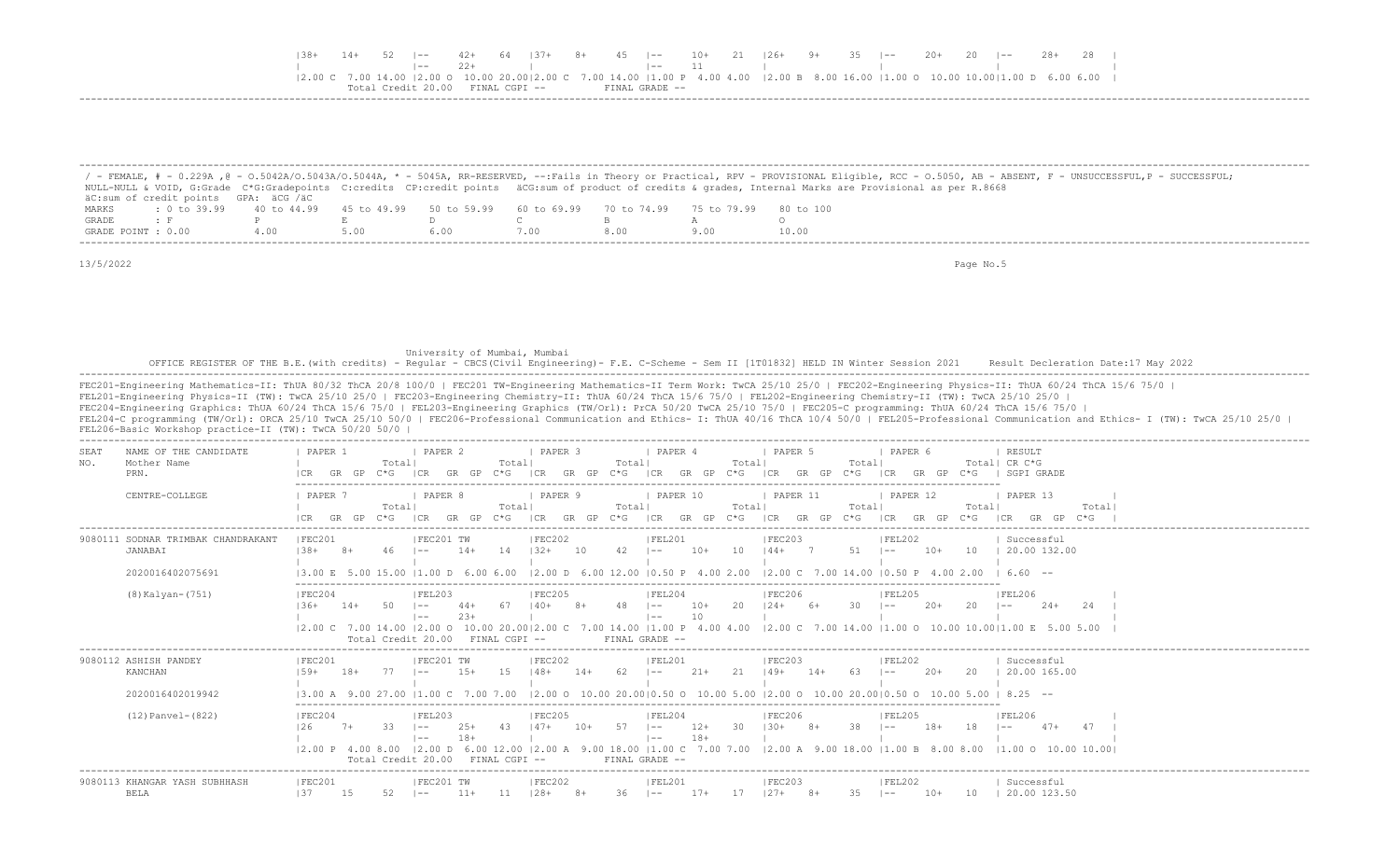| | FEC204 | FEL203 | FEC205 | FEL204 | FEC206 | FEL205 | FEL206 |
|---|---|---|---|---|---|---|---|
| | 38+ 14+ 52 | -- 42+ 64 / -- 22+ | 37+ 8+ 45 | -- 10+ 21 / -- 11 | 26+ 9+ 35 | -- 20+ 20 | -- 28+ 28 |
| | 2.00 C 7.00 14.00 | 2.00 O 10.00 20.00 | 2.00 C 7.00 14.00 | 1.00 P 4.00 4.00 | 2.00 B 8.00 16.00 | 1.00 O 10.00 10.00 | 1.00 D 6.00 6.00 |
| | Total Credit 20.00 FINAL CGPI -- FINAL GRADE -- | | | | | | |

/ - FEMALE, # - 0.229A ,@ - O.5042A/O.5043A/O.5044A, * - 5045A, RR-RESERVED, --:Fails in Theory or Practical, RPV - PROVISIONAL Eligible, RCC - O.5050, AB - ABSENT, F - UNSUCCESSFUL,P - SUCCESSFUL; NULL-NULL & VOID, G:Grade C*G:Gradepoints C:credits CP:credit points äCG:sum of product of credits & grades, Internal Marks are Provisional as per R.8668
äC:sum of credit points GPA: äCG /äC

| MARKS | : 0 to 39.99 | 40 to 44.99 | 45 to 49.99 | 50 to 59.99 | 60 to 69.99 | 70 to 74.99 | 75 to 79.99 | 80 to 100 |
|---|---|---|---|---|---|---|---|---|
| GRADE | : F | P | E | D | C | B | A | O |
| GRADE POINT | : 0.00 | 4.00 | 5.00 | 6.00 | 7.00 | 8.00 | 9.00 | 10.00 |

13/5/2022

University of Mumbai, Mumbai

OFFICE REGISTER OF THE B.E.(with credits) - Regular - CBCS(Civil Engineering)- F.E. C-Scheme - Sem II [1T01832] HELD IN Winter Session 2021 Result Decleration Date:17 May 2022

FEC201-Engineering Mathematics-II: ThUA 80/32 ThCA 20/8 100/0 | FEC201 TW-Engineering Mathematics-II Term Work: TwCA 25/10 25/0 | FEC202-Engineering Physics-II: ThUA 60/24 ThCA 15/6 75/0 | FEL201-Engineering Physics-II (TW): TwCA 25/10 25/0 | FEC203-Engineering Chemistry-II: ThUA 60/24 ThCA 15/6 75/0 | FEL202-Engineering Chemistry-II (TW): TwCA 25/10 25/0 | FEC204-Engineering Graphics: ThUA 60/24 ThCA 15/6 75/0 | FEL203-Engineering Graphics (TW/Orl): PrCA 50/20 TwCA 25/10 75/0 | FEC205-C programming: ThUA 60/24 ThCA 15/6 75/0 | FEL204-C programming (TW/Orl): ORCA 25/10 TwCA 25/10 50/0 | FEC206-Professional Communication and Ethics- I: ThUA 40/16 ThCA 10/4 50/0 | FEL205-Professional Communication and Ethics- I (TW): TwCA 25/10 25/0 | FEL206-Basic Workshop practice-II (TW): TwCA 50/20 50/0 |

| SEAT NO. | NAME OF THE CANDIDATE / Mother Name / PRN. / CENTRE-COLLEGE | PAPER 1 / PAPER 7 (CR GR GP C*G Total) | PAPER 2 / PAPER 8 | PAPER 3 / PAPER 9 | PAPER 4 / PAPER 10 | PAPER 5 / PAPER 11 | PAPER 6 / PAPER 12 | RESULT CR C*G SGPI GRADE / PAPER 13 |
|---|---|---|---|---|---|---|---|---|
| 9080111 | SODNAR TRIMBAK CHANDRAKANT | FEC201 | FEC201 TW | FEC202 | FEL201 | FEC203 | FEL202 | Successful |
| | JANABAI | 38+ 8+ 46 | -- 14+ 14 | 32+ 10 42 | -- 10+ 10 | 44+ 7 51 | -- 10+ 10 | 20.00 132.00 |
| | 2020016402075691 | 3.00 E 5.00 15.00 | 1.00 D 6.00 6.00 | 2.00 D 6.00 12.00 | 0.50 P 4.00 2.00 | 2.00 C 7.00 14.00 | 0.50 P 4.00 2.00 | 6.60 -- |
| | (8)Kalyan-(751) | FEC204 | FEL203 | FEC205 | FEL204 | FEC206 | FEL205 | FEL206 |
| | | 36+ 14+ 50 | -- 44+ 67 / -- 23+ | 40+ 8+ 48 | -- 10+ 20 / -- 10 | 24+ 6+ 30 | -- 20+ 20 | -- 24+ 24 |
| | | 2.00 C 7.00 14.00 | 2.00 O 10.00 20.00 | 2.00 C 7.00 14.00 | 1.00 P 4.00 4.00 | 2.00 C 7.00 14.00 | 1.00 O 10.00 10.00 | 1.00 E 5.00 5.00 |
| | | Total Credit 20.00 FINAL CGPI -- FINAL GRADE -- | | | | | | |
| 9080112 | ASHISH PANDEY | FEC201 | FEC201 TW | FEC202 | FEL201 | FEC203 | FEL202 | Successful |
| | KANCHAN | 59+ 18+ 77 | -- 15+ 15 | 48+ 14+ 62 | -- 21+ 21 | 49+ 14+ 63 | -- 20+ 20 | 20.00 165.00 |
| | 2020016402019942 | 3.00 A 9.00 27.00 | 1.00 C 7.00 7.00 | 2.00 O 10.00 20.00 | 0.50 O 10.00 5.00 | 2.00 O 10.00 20.00 | 0.50 O 10.00 5.00 | 8.25 -- |
| | (12)Panvel-(822) | FEC204 | FEL203 | FEC205 | FEL204 | FEC206 | FEL205 | FEL206 |
| | | 26 7+ 33 | -- 25+ 43 / -- 18+ | 47+ 10+ 57 | -- 12+ 30 / -- 18+ | 30+ 8+ 38 | -- 18+ 18 | -- 47+ 47 |
| | | 2.00 P 4.00 8.00 | 2.00 D 6.00 12.00 | 2.00 A 9.00 18.00 | 1.00 C 7.00 7.00 | 2.00 A 9.00 18.00 | 1.00 B 8.00 8.00 | 1.00 O 10.00 10.00 |
| | | Total Credit 20.00 FINAL CGPI -- FINAL GRADE -- | | | | | | |
| 9080113 | KHANGAR YASH SUBHHASH | FEC201 | FEC201 TW | FEC202 | FEL201 | FEC203 | FEL202 | Successful |
| | BELA | 37 15 52 | -- 11+ 11 | 28+ 8+ 36 | -- 17+ 17 | 27+ 8+ 35 | -- 10+ 10 | 20.00 123.50 |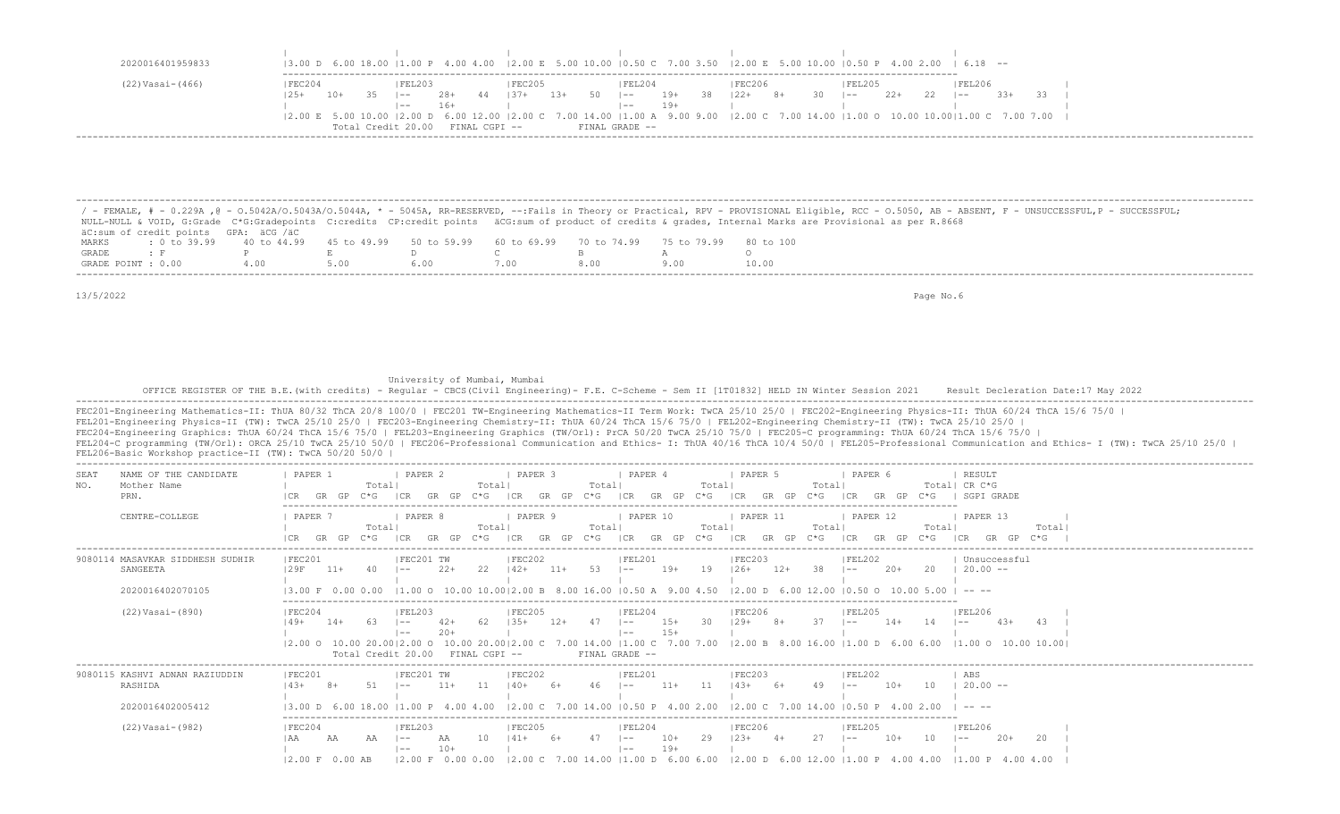| | | | | | | | |
|---|---|---|---|---|---|---|---|
| 2020016401959833 | 3.00 D 6.00 18.00 | 1.00 P 4.00 4.00 | 2.00 E 5.00 10.00 | 0.50 C 7.00 3.50 | 2.00 E 5.00 10.00 | 0.50 P 4.00 2.00 | 6.18 -- |
| (22)Vasai-(466) | FEC204<br>25+ 10+ 35<br><br>2.00 E 5.00 10.00 | FEL203<br>-- 28+ 44<br>-- 16+<br>2.00 D 6.00 12.00 | FEC205<br>37+ 13+ 50<br><br>2.00 C 7.00 14.00 | FEL204<br>-- 19+ 38<br>-- 19+<br>1.00 A 9.00 9.00 | FEC206<br>22+ 8+ 30<br><br>2.00 C 7.00 14.00 | FEL205<br>-- 22+ 22<br><br>1.00 O 10.00 10.00 | FEL206<br>-- 33+ 33<br><br>1.00 C 7.00 7.00 |

Total Credit 20.00 FINAL CGPI -- FINAL GRADE --

/ - FEMALE, # - 0.229A ,@ - O.5042A/O.5043A/O.5044A, * - 5045A, RR-RESERVED, --:Fails in Theory or Practical, RPV - PROVISIONAL Eligible, RCC - O.5050, AB - ABSENT, F - UNSUCCESSFUL,P - SUCCESSFUL;
NULL-NULL & VOID, G:Grade C*G:Gradepoints C:credits CP:credit points äCG:sum of product of credits & grades, Internal Marks are Provisional as per R.8668
äC:sum of credit points GPA: äCG /äC

| MARKS | : 0 to 39.99 | 40 to 44.99 | 45 to 49.99 | 50 to 59.99 | 60 to 69.99 | 70 to 74.99 | 75 to 79.99 | 80 to 100 |
|---|---|---|---|---|---|---|---|---|
| GRADE | : F | P | E | D | C | B | A | O |
| GRADE POINT | : 0.00 | 4.00 | 5.00 | 6.00 | 7.00 | 8.00 | 9.00 | 10.00 |

13/5/2022

University of Mumbai, Mumbai

OFFICE REGISTER OF THE B.E.(with credits) - Regular - CBCS(Civil Engineering)- F.E. C-Scheme - Sem II [1T01832] HELD IN Winter Session 2021 Result Decleration Date:17 May 2022

FEC201-Engineering Mathematics-II: ThUA 80/32 ThCA 20/8 100/0 | FEC201 TW-Engineering Mathematics-II Term Work: TwCA 25/10 25/0 | FEC202-Engineering Physics-II: ThUA 60/24 ThCA 15/6 75/0 |
FEL201-Engineering Physics-II (TW): TwCA 25/10 25/0 | FEC203-Engineering Chemistry-II: ThUA 60/24 ThCA 15/6 75/0 | FEL202-Engineering Chemistry-II (TW): TwCA 25/10 25/0 |
FEC204-Engineering Graphics: ThUA 60/24 ThCA 15/6 75/0 | FEL203-Engineering Graphics (TW/Orl): PrCA 50/20 TwCA 25/10 75/0 | FEC205-C programming: ThUA 60/24 ThCA 15/6 75/0 |
FEL204-C programming (TW/Orl): ORCA 25/10 TwCA 25/10 50/0 | FEC206-Professional Communication and Ethics- I: ThUA 40/16 ThCA 10/4 50/0 | FEL205-Professional Communication and Ethics- I (TW): TwCA 25/10 25/0 |
FEL206-Basic Workshop practice-II (TW): TwCA 50/20 50/0 |

| SEAT NO. | NAME OF THE CANDIDATE<br>Mother Name<br>PRN.<br>CENTRE-COLLEGE | PAPER 1 / PAPER 7<br>Total<br>CR GR GP C*G | PAPER 2 / PAPER 8<br>Total<br>CR GR GP C*G | PAPER 3 / PAPER 9<br>Total<br>CR GR GP C*G | PAPER 4 / PAPER 10<br>Total<br>CR GR GP C*G | PAPER 5 / PAPER 11<br>Total<br>CR GR GP C*G | PAPER 6 / PAPER 12<br>Total<br>CR GR GP C*G | RESULT / PAPER 13<br>CR C*G<br>SGPI GRADE |
|---|---|---|---|---|---|---|---|---|
| 9080114 | MASAVKAR SIDDHESH SUDHIR<br>SANGEETA | FEC201<br>29F 11+ 40 | FEC201 TW<br>-- 22+ 22 | FEC202<br>42+ 11+ 53 | FEL201<br>-- 19+ 19 | FEC203<br>26+ 12+ 38 | FEL202<br>-- 20+ 20 | Unsuccessful<br>20.00 -- |
| | 2020016402070105 | 3.00 F 0.00 0.00 | 1.00 O 10.00 10.00 | 2.00 B 8.00 16.00 | 0.50 A 9.00 4.50 | 2.00 D 6.00 12.00 | 0.50 O 10.00 5.00 | -- -- |
| | (22)Vasai-(890) | FEC204<br>49+ 14+ 63<br><br>2.00 O 10.00 20.00 | FEL203<br>-- 42+ 62<br>-- 20+<br>2.00 O 10.00 20.00 | FEC205<br>35+ 12+ 47<br><br>2.00 C 7.00 14.00 | FEL204<br>-- 15+ 30<br>-- 15+<br>1.00 C 7.00 7.00 | FEC206<br>29+ 8+ 37<br><br>2.00 B 8.00 16.00 | FEL205<br>-- 14+ 14<br><br>1.00 D 6.00 6.00 | FEL206<br>-- 43+ 43<br><br>1.00 O 10.00 10.00 |
| | | Total Credit 20.00 FINAL CGPI -- FINAL GRADE -- | | | | | | |
| 9080115 | KASHVI ADNAN RAZIUDDIN<br>RASHIDA | FEC201<br>43+ 8+ 51 | FEC201 TW<br>-- 11+ 11 | FEC202<br>40+ 6+ 46 | FEL201<br>-- 11+ 11 | FEC203<br>43+ 6+ 49 | FEL202<br>-- 10+ 10 | ABS<br>20.00 -- |
| | 2020016402005412 | 3.00 D 6.00 18.00 | 1.00 P 4.00 4.00 | 2.00 C 7.00 14.00 | 0.50 P 4.00 2.00 | 2.00 C 7.00 14.00 | 0.50 P 4.00 2.00 | -- -- |
| | (22)Vasai-(982) | FEC204<br>AA AA AA<br><br>2.00 F 0.00 AB | FEL203<br>-- AA 10<br>-- 10+<br>2.00 F 0.00 0.00 | FEC205<br>41+ 6+ 47<br><br>2.00 C 7.00 14.00 | FEL204<br>-- 10+ 29<br>-- 19+<br>1.00 D 6.00 6.00 | FEC206<br>23+ 4+ 27<br><br>2.00 D 6.00 12.00 | FEL205<br>-- 10+ 10<br><br>1.00 P 4.00 4.00 | FEL206<br>-- 20+ 20<br><br>1.00 P 4.00 4.00 |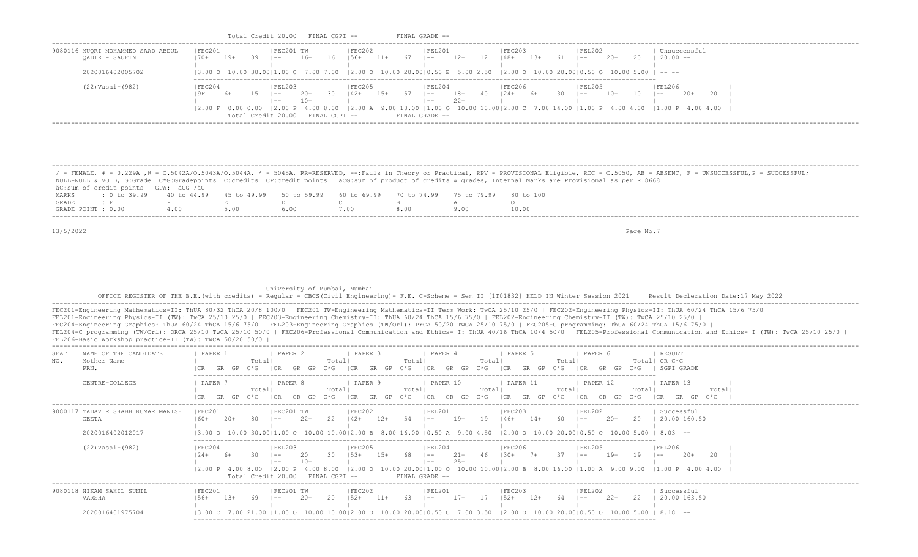Total Credit 20.00 FINAL CGPI -- FINAL GRADE --

| SEAT NO. | NAME OF THE CANDIDATE / Mother Name / PRN. / CENTRE-COLLEGE | | | | | | | RESULT |
|---|---|---|---|---|---|---|---|---|
| 9080116 | MUQRI MOHAMMED SAAD ABDUL QADIR - SAUFIN | FEC201 70+ 19+ 89 | FEC201 TW -- 16+ 16 | FEC202 56+ 11+ 67 | FEL201 -- 12+ 12 | FEC203 48+ 13+ 61 | FEL202 -- 20+ 20 | Unsuccessful 20.00 -- |
| | 2020016402005702 | 3.00 O 10.00 30.00 | 1.00 C 7.00 7.00 | 2.00 O 10.00 20.00 | 0.50 E 5.00 2.50 | 2.00 O 10.00 20.00 | 0.50 O 10.00 5.00 | -- -- |
| | (22)Vasai-(982) | FEC204 9F 6+ 15 | FEL203 -- 20+ 30 / -- 10+ | FEC205 42+ 15+ 57 | FEL204 -- 18+ 40 / -- 22+ | FEC206 24+ 6+ 30 | FEL205 -- 10+ 10 | FEL206 -- 20+ 20 |
| | | 2.00 F 0.00 0.00 | 2.00 P 4.00 8.00 | 2.00 A 9.00 18.00 | 1.00 O 10.00 10.00 | 2.00 C 7.00 14.00 | 1.00 P 4.00 4.00 | 1.00 P 4.00 4.00 |

Total Credit 20.00 FINAL CGPI -- FINAL GRADE --

/ - FEMALE, # - 0.229A ,@ - O.5042A/O.5043A/O.5044A, * - 5045A, RR-RESERVED, --:Fails in Theory or Practical, RPV - PROVISIONAL Eligible, RCC - O.5050, AB - ABSENT, F - UNSUCCESSFUL,P - SUCCESSFUL;
NULL-NULL & VOID, G:Grade C*G:Gradepoints C:credits CP:credit points äCG:sum of product of credits & grades, Internal Marks are Provisional as per R.8668
äC:sum of credit points GPA: äCG /äC

| MARKS | : 0 to 39.99 | 40 to 44.99 | 45 to 49.99 | 50 to 59.99 | 60 to 69.99 | 70 to 74.99 | 75 to 79.99 | 80 to 100 |
|---|---|---|---|---|---|---|---|---|
| GRADE | : F | P | E | D | C | B | A | O |
| GRADE POINT | : 0.00 | 4.00 | 5.00 | 6.00 | 7.00 | 8.00 | 9.00 | 10.00 |

13/5/2022

University of Mumbai, Mumbai

OFFICE REGISTER OF THE B.E.(with credits) - Regular - CBCS(Civil Engineering)- F.E. C-Scheme - Sem II [1T01832] HELD IN Winter Session 2021 Result Decleration Date:17 May 2022

FEC201-Engineering Mathematics-II: ThUA 80/32 ThCA 20/8 100/0 | FEC201 TW-Engineering Mathematics-II Term Work: TwCA 25/10 25/0 | FEC202-Engineering Physics-II: ThUA 60/24 ThCA 15/6 75/0 |
FEL201-Engineering Physics-II (TW): TwCA 25/10 25/0 | FEC203-Engineering Chemistry-II: ThUA 60/24 ThCA 15/6 75/0 | FEL202-Engineering Chemistry-II (TW): TwCA 25/10 25/0 |
FEC204-Engineering Graphics: ThUA 60/24 ThCA 15/6 75/0 | FEL203-Engineering Graphics (TW/Orl): PrCA 50/20 TwCA 25/10 75/0 | FEC205-C programming: ThUA 60/24 ThCA 15/6 75/0 |
FEL204-C programming (TW/Orl): ORCA 25/10 TwCA 25/10 50/0 | FEC206-Professional Communication and Ethics- I: ThUA 40/16 ThCA 10/4 50/0 | FEL205-Professional Communication and Ethics- I (TW): TwCA 25/10 25/0 |
FEL206-Basic Workshop practice-II (TW): TwCA 50/20 50/0 |

| SEAT NO. | NAME OF THE CANDIDATE / Mother Name / PRN. / CENTRE-COLLEGE | PAPER 1 / PAPER 7 (CR GR GP C*G Total) | PAPER 2 / PAPER 8 | PAPER 3 / PAPER 9 | PAPER 4 / PAPER 10 | PAPER 5 / PAPER 11 | PAPER 6 / PAPER 12 | RESULT CR C*G SGPI GRADE / PAPER 13 |
|---|---|---|---|---|---|---|---|---|
| 9080117 | YADAV RISHABH KUMAR MANISH GEETA | FEC201 60+ 20+ 80 | FEC201 TW -- 22+ 22 | FEC202 42+ 12+ 54 | FEL201 -- 19+ 19 | FEC203 46+ 14+ 60 | FEL202 -- 20+ 20 | Successful 20.00 160.50 |
| | 2020016402012017 | 3.00 O 10.00 30.00 | 1.00 O 10.00 10.00 | 2.00 B 8.00 16.00 | 0.50 A 9.00 4.50 | 2.00 O 10.00 20.00 | 0.50 O 10.00 5.00 | 8.03 -- |
| | (22)Vasai-(982) | FEC204 24+ 6+ 30 | FEL203 -- 20 30 / -- 10+ | FEC205 53+ 15+ 68 | FEL204 -- 21+ 46 / -- 25+ | FEC206 30+ 7+ 37 | FEL205 -- 19+ 19 | FEL206 -- 20+ 20 |
| | | 2.00 P 4.00 8.00 | 2.00 P 4.00 8.00 | 2.00 O 10.00 20.00 | 1.00 O 10.00 10.00 | 2.00 B 8.00 16.00 | 1.00 A 9.00 9.00 | 1.00 P 4.00 4.00 |
| 9080118 | NIKAM SAHIL SUNIL VARSHA | FEC201 56+ 13+ 69 | FEC201 TW -- 20+ 20 | FEC202 52+ 11+ 63 | FEL201 -- 17+ 17 | FEC203 52+ 12+ 64 | FEL202 -- 22+ 22 | Successful 20.00 163.50 |
| | 2020016401975704 | 3.00 C 7.00 21.00 | 1.00 O 10.00 10.00 | 2.00 O 10.00 20.00 | 0.50 C 7.00 3.50 | 2.00 O 10.00 20.00 | 0.50 O 10.00 5.00 | 8.18 -- |

Total Credit 20.00 FINAL CGPI -- FINAL GRADE -- (9080117)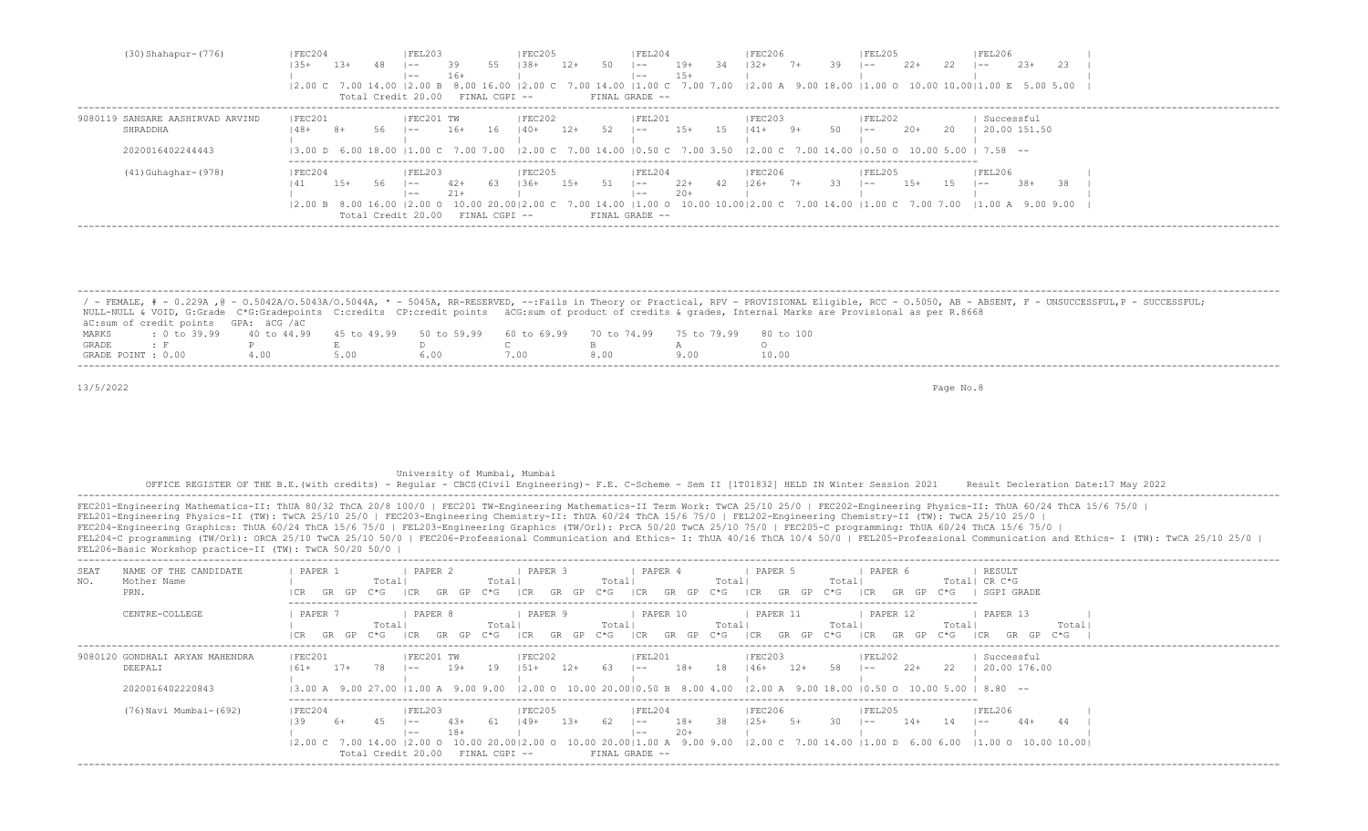```
        (30)Shahapur-(776)              |FEC204             |FEL203             |FEC205             |FEL204             |FEC206             |FEL205             |FEL206             |
                                        |35+    13+    48   |--     39     55   |38+    12+    50   |--     19+    34   |32+    7+     39   |--     22+    22   |--     23+    23   |
                                        |                   |--     16+         |                   |--     15+         |                   |                   |                   |
                                        |2.00 C  7.00 14.00 |2.00 B  8.00 16.00 |2.00 C  7.00 14.00 |1.00 C  7.00 7.00  |2.00 A  9.00 18.00 |1.00 O  10.00 10.00|1.00 E  5.00 5.00  |
                                         Total Credit 20.00   FINAL CGPI --          FINAL GRADE --
---------------------------------------------------------------------------------------------------------------------------------------------------------------------------------------
9080119 SANSARE AASHIRVAD ARVIND        |FEC201             |FEC201 TW          |FEC202             |FEL201             |FEC203             |FEL202             | Successful
        SHRADDHA                        |48+    8+     56   |--     16+    16   |40+    12+    52   |--     15+    15   |41+    9+     50   |--     20+    20   | 20.00 151.50
                                        |                   |                   |                   |                   |                   |                   |
        2020016402244443                |3.00 D  6.00 18.00 |1.00 C  7.00 7.00  |2.00 C  7.00 14.00 |0.50 C  7.00 3.50  |2.00 C  7.00 14.00 |0.50 O  10.00 5.00 | 7.58  --
                                        -------------------------------------------------------------------------------------------------------------------------------
        (41)Guhaghar-(978)              |FEC204             |FEL203             |FEC205             |FEL204             |FEC206             |FEL205             |FEL206             |
                                        |41     15+    56   |--     42+    63   |36+    15+    51   |--     22+    42   |26+    7+     33   |--     15+    15   |--     38+    38   |
                                        |                   |--     21+         |                   |--     20+         |                   |                   |                   |
                                        |2.00 B  8.00 16.00 |2.00 O  10.00 20.00|2.00 C  7.00 14.00 |1.00 O  10.00 10.00|2.00 C  7.00 14.00 |1.00 C  7.00 7.00  |1.00 A  9.00 9.00  |
                                         Total Credit 20.00   FINAL CGPI --          FINAL GRADE --
---------------------------------------------------------------------------------------------------------------------------------------------------------------------------------------
```

```
/ - FEMALE, # - 0.229A ,@ - O.5042A/O.5043A/O.5044A, * - 5045A, RR-RESERVED, --:Fails in Theory or Practical, RPV - PROVISIONAL Eligible, RCC - O.5050, AB - ABSENT, F - UNSUCCESSFUL,P - SUCCESSFUL;
NULL-NULL & VOID, G:Grade  C*G:Gradepoints  C:credits  CP:credit points   äCG:sum of product of credits & grades, Internal Marks are Provisional as per R.8668
äC:sum of credit points   GPA: äCG /äC
```

| MARKS | : 0 to 39.99 | 40 to 44.99 | 45 to 49.99 | 50 to 59.99 | 60 to 69.99 | 70 to 74.99 | 75 to 79.99 | 80 to 100 |
|---|---|---|---|---|---|---|---|---|
| GRADE | : F | P | E | D | C | B | A | O |
| GRADE POINT | : 0.00 | 4.00 | 5.00 | 6.00 | 7.00 | 8.00 | 9.00 | 10.00 |

13/5/2022

University of Mumbai, Mumbai

OFFICE REGISTER OF THE B.E.(with credits) - Regular - CBCS(Civil Engineering)- F.E. C-Scheme - Sem II [1T01832] HELD IN Winter Session 2021     Result Decleration Date:17 May 2022

```
FEC201-Engineering Mathematics-II: ThUA 80/32 ThCA 20/8 100/0 | FEC201 TW-Engineering Mathematics-II Term Work: TwCA 25/10 25/0 | FEC202-Engineering Physics-II: ThUA 60/24 ThCA 15/6 75/0 |
FEL201-Engineering Physics-II (TW): TwCA 25/10 25/0 | FEC203-Engineering Chemistry-II: ThUA 60/24 ThCA 15/6 75/0 | FEL202-Engineering Chemistry-II (TW): TwCA 25/10 25/0 |
FEC204-Engineering Graphics: ThUA 60/24 ThCA 15/6 75/0 | FEL203-Engineering Graphics (TW/Orl): PrCA 50/20 TwCA 25/10 75/0 | FEC205-C programming: ThUA 60/24 ThCA 15/6 75/0 |
FEL204-C programming (TW/Orl): ORCA 25/10 TwCA 25/10 50/0 | FEC206-Professional Communication and Ethics- I: ThUA 40/16 ThCA 10/4 50/0 | FEL205-Professional Communication and Ethics- I (TW): TwCA 25/10 25/0 |
FEL206-Basic Workshop practice-II (TW): TwCA 50/20 50/0 |
---------------------------------------------------------------------------------------------------------------------------------------------------------------------------------------
SEAT    NAME OF THE CANDIDATE           | PAPER 1           | PAPER 2           | PAPER 3           | PAPER 4           | PAPER 5           | PAPER 6           | RESULT
NO.     Mother Name                     |             Total|             Total|             Total|             Total|             Total|             Total| CR C*G
        PRN.                            |CR   GR  GP  C*G  |CR   GR  GP  C*G  |CR   GR  GP  C*G  |CR   GR  GP  C*G  |CR   GR  GP  C*G  |CR   GR  GP  C*G  | SGPI GRADE
                                        -------------------------------------------------------------------------------------------------------------------------------
        CENTRE-COLLEGE                  | PAPER 7           | PAPER 8           | PAPER 9           | PAPER 10          | PAPER 11          | PAPER 12          | PAPER 13          |
                                        |             Total|             Total|             Total|             Total|             Total|             Total|             Total|
                                        |CR   GR  GP  C*G  |CR   GR  GP  C*G  |CR   GR  GP  C*G  |CR   GR  GP  C*G  |CR   GR  GP  C*G  |CR   GR  GP  C*G  |CR   GR  GP  C*G  |
---------------------------------------------------------------------------------------------------------------------------------------------------------------------------------------
9080120 GONDHALI ARYAN MAHENDRA         |FEC201             |FEC201 TW          |FEC202             |FEL201             |FEC203             |FEL202             | Successful
        DEEPALI                         |61+    17+    78   |--     19+    19   |51+    12+    63   |--     18+    18   |46+    12+    58   |--     22+    22   | 20.00 176.00
                                        |                   |                   |                   |                   |                   |                   |
        2020016402220843                |3.00 A  9.00 27.00 |1.00 A  9.00 9.00  |2.00 O  10.00 20.00|0.50 B  8.00 4.00  |2.00 A  9.00 18.00 |0.50 O  10.00 5.00 | 8.80  --
                                        -------------------------------------------------------------------------------------------------------------------------------
        (76)Navi Mumbai-(692)           |FEC204             |FEL203             |FEC205             |FEL204             |FEC206             |FEL205             |FEL206             |
                                        |39     6+     45   |--     43+    61   |49+    13+    62   |--     18+    38   |25+    5+     30   |--     14+    14   |--     44+    44   |
                                        |                   |--     18+         |                   |--     20+         |                   |                   |                   |
                                        |2.00 C  7.00 14.00 |2.00 O  10.00 20.00|2.00 O  10.00 20.00|1.00 A  9.00 9.00  |2.00 C  7.00 14.00 |1.00 D  6.00 6.00  |1.00 O  10.00 10.00|
                                         Total Credit 20.00   FINAL CGPI --          FINAL GRADE --
---------------------------------------------------------------------------------------------------------------------------------------------------------------------------------------
```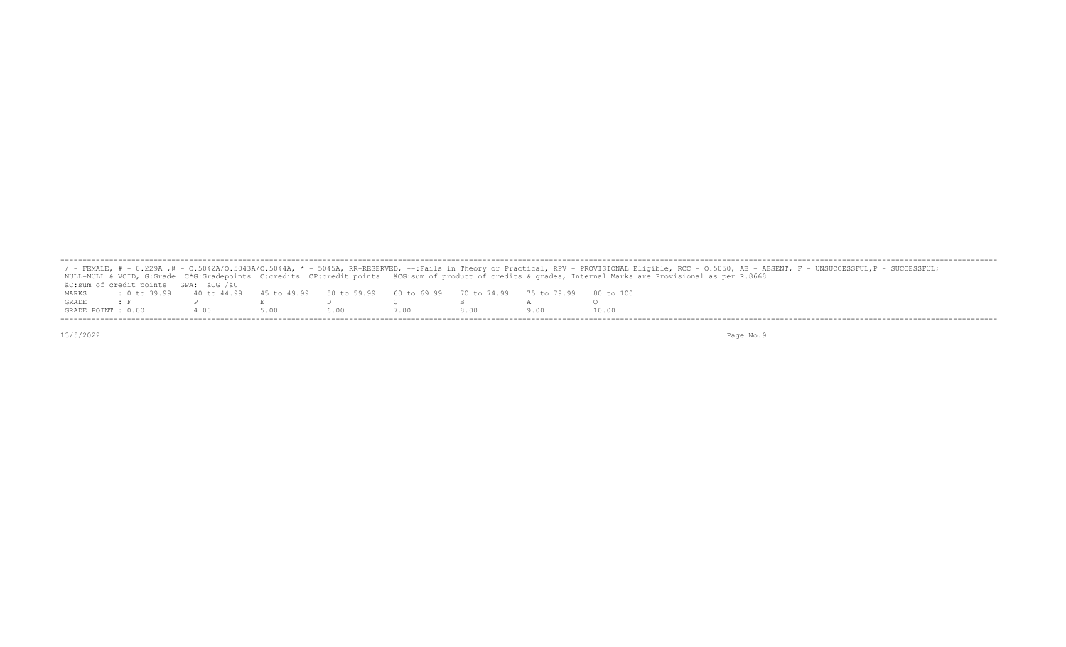/ - FEMALE, # - 0.229A ,@ - O.5042A/O.5043A/O.5044A, * - 5045A, RR-RESERVED, --:Fails in Theory or Practical, RPV - PROVISIONAL Eligible, RCC - O.5050, AB - ABSENT, F - UNSUCCESSFUL,P - SUCCESSFUL;
NULL-NULL & VOID, G:Grade C*G:Gradepoints C:credits CP:credit points äCG:sum of product of credits & grades, Internal Marks are Provisional as per R.8668
äC:sum of credit points GPA: äCG /äC

| | | | | | | | | |
|---|---|---|---|---|---|---|---|---|
| MARKS | : 0 to 39.99 | 40 to 44.99 | 45 to 49.99 | 50 to 59.99 | 60 to 69.99 | 70 to 74.99 | 75 to 79.99 | 80 to 100 |
| GRADE | : F | P | E | D | C | B | A | O |
| GRADE POINT | : 0.00 | 4.00 | 5.00 | 6.00 | 7.00 | 8.00 | 9.00 | 10.00 |

13/5/2022